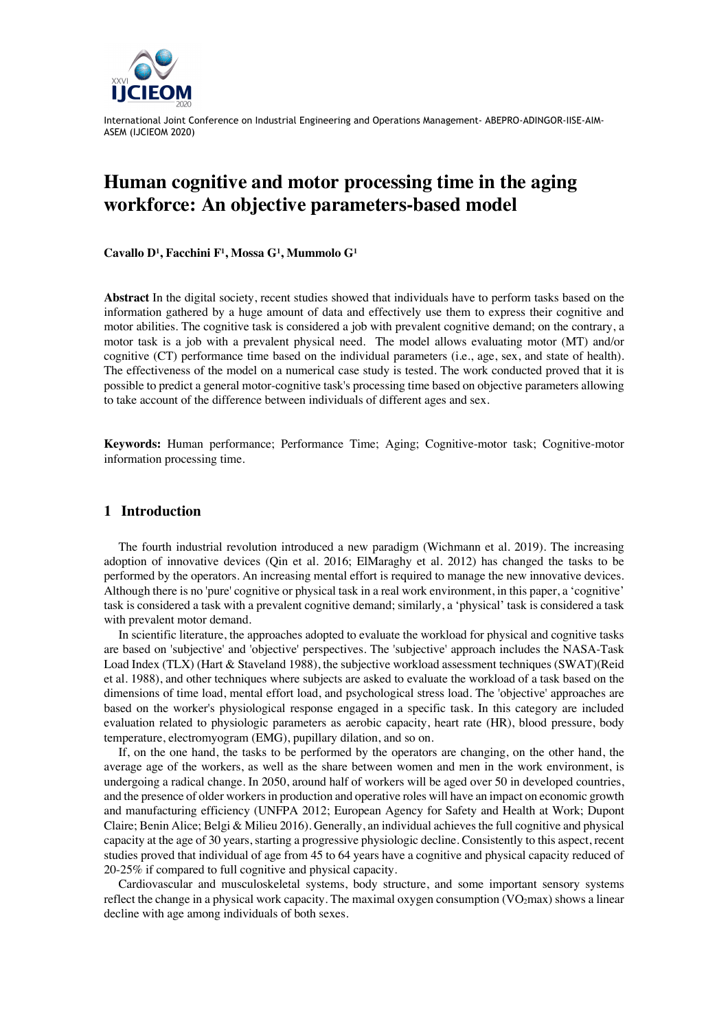International Joint Conference on Industrial Engineering and Operations Management- ABEPRO-ADINGOR-IISE-AIM-ASEM (IJCIEOM 2020)

# Human cognitive and motor processing time in the aging workforce: An objective parameters-based model

**Cavallo D[1], Facchini F[1], Mossa G[1], Mummolo G[1]**

**Abstract** In the digital society, recent studies showed that individuals have to perform tasks based on the information gathered by a huge amount of data and effectively use them to express their cognitive and motor abilities. The cognitive task is considered a job with prevalent cognitive demand; on the contrary, a motor task is a job with a prevalent physical need. The model allows evaluating motor (MT) and/or cognitive (CT) performance time based on the individual parameters (i.e., age, sex, and state of health). The effectiveness of the model on a numerical case study is tested. The work conducted proved that it is possible to predict a general motor-cognitive task's processing time based on objective parameters allowing to take account of the difference between individuals of different ages and sex.

**Keywords:** Human performance; Performance Time; Aging; Cognitive-motor task; Cognitive-motor information processing time.

## 1 Introduction

The fourth industrial revolution introduced a new paradigm (Wichmann et al. 2019). The increasing adoption of innovative devices (Qin et al. 2016; ElMaraghy et al. 2012) has changed the tasks to be performed by the operators. An increasing mental effort is required to manage the new innovative devices. Although there is no 'pure' cognitive or physical task in a real work environment, in this paper, a 'cognitive' task is considered a task with a prevalent cognitive demand; similarly, a 'physical' task is considered a task with prevalent motor demand.

In scientific literature, the approaches adopted to evaluate the workload for physical and cognitive tasks are based on 'subjective' and 'objective' perspectives. The 'subjective' approach includes the NASA-Task Load Index (TLX) (Hart & Staveland 1988), the subjective workload assessment techniques (SWAT)(Reid et al. 1988), and other techniques where subjects are asked to evaluate the workload of a task based on the dimensions of time load, mental effort load, and psychological stress load. The 'objective' approaches are based on the worker's physiological response engaged in a specific task. In this category are included evaluation related to physiologic parameters as aerobic capacity, heart rate (HR), blood pressure, body temperature, electromyogram (EMG), pupillary dilation, and so on.

If, on the one hand, the tasks to be performed by the operators are changing, on the other hand, the average age of the workers, as well as the share between women and men in the work environment, is undergoing a radical change. In 2050, around half of workers will be aged over 50 in developed countries, and the presence of older workers in production and operative roles will have an impact on economic growth and manufacturing efficiency (UNFPA 2012; European Agency for Safety and Health at Work; Dupont Claire; Benin Alice; Belgi & Milieu 2016). Generally, an individual achieves the full cognitive and physical capacity at the age of 30 years, starting a progressive physiologic decline. Consistently to this aspect, recent studies proved that individual of age from 45 to 64 years have a cognitive and physical capacity reduced of 20-25% if compared to full cognitive and physical capacity.

Cardiovascular and musculoskeletal systems, body structure, and some important sensory systems reflect the change in a physical work capacity. The maximal oxygen consumption ($VO_2max$) shows a linear decline with age among individuals of both sexes.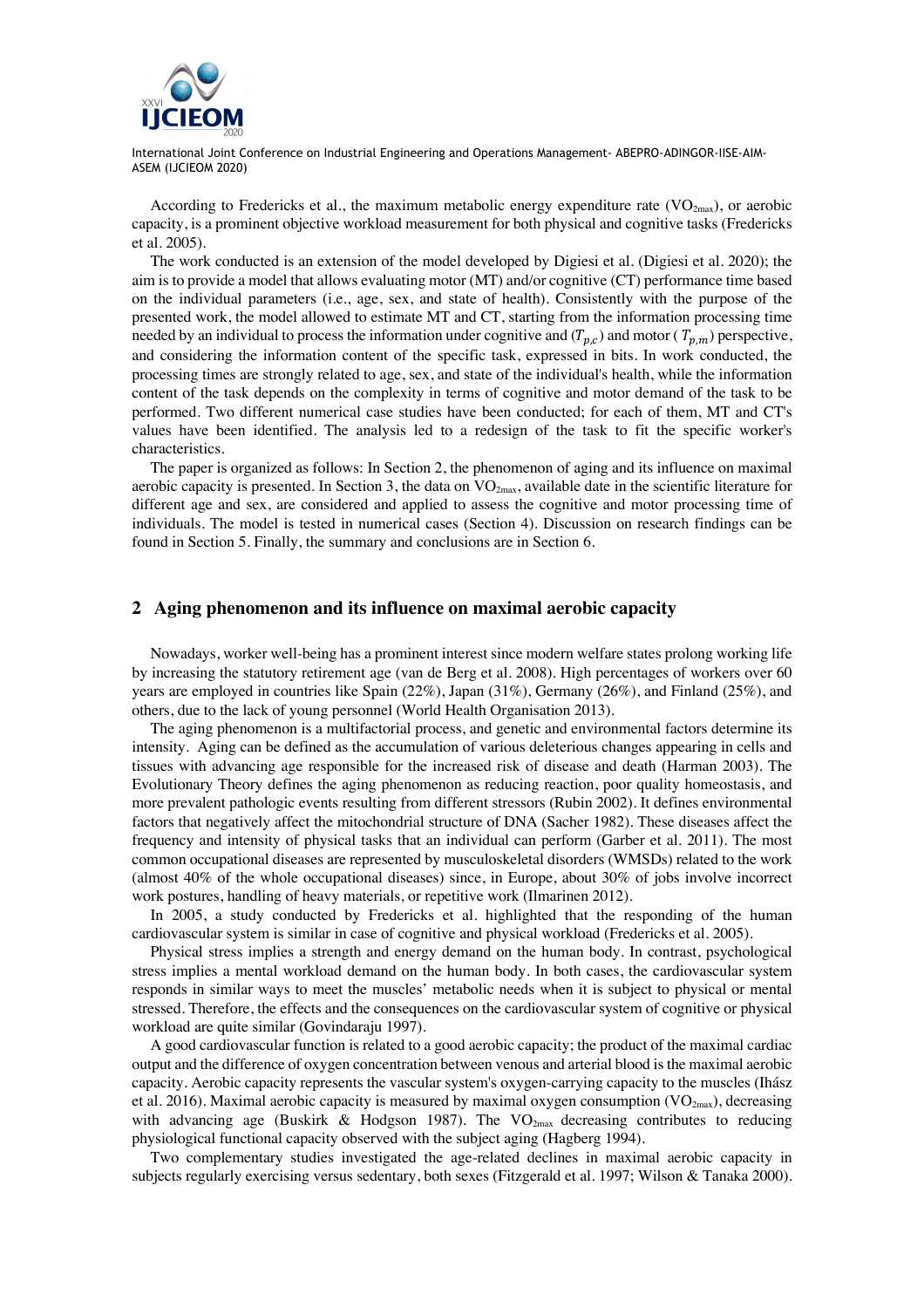According to Fredericks et al., the maximum metabolic energy expenditure rate ($VO_{2max}$), or aerobic capacity, is a prominent objective workload measurement for both physical and cognitive tasks (Fredericks et al. 2005).

The work conducted is an extension of the model developed by Digiesi et al. (Digiesi et al. 2020); the aim is to provide a model that allows evaluating motor (MT) and/or cognitive (CT) performance time based on the individual parameters (i.e., age, sex, and state of health). Consistently with the purpose of the presented work, the model allowed to estimate MT and CT, starting from the information processing time needed by an individual to process the information under cognitive and ($T_{p,c}$) and motor ( $T_{p,m}$) perspective, and considering the information content of the specific task, expressed in bits. In work conducted, the processing times are strongly related to age, sex, and state of the individual's health, while the information content of the task depends on the complexity in terms of cognitive and motor demand of the task to be performed. Two different numerical case studies have been conducted; for each of them, MT and CT's values have been identified. The analysis led to a redesign of the task to fit the specific worker's characteristics.

The paper is organized as follows: In Section 2, the phenomenon of aging and its influence on maximal aerobic capacity is presented. In Section 3, the data on $VO_{2max}$, available date in the scientific literature for different age and sex, are considered and applied to assess the cognitive and motor processing time of individuals. The model is tested in numerical cases (Section 4). Discussion on research findings can be found in Section 5. Finally, the summary and conclusions are in Section 6.

## 2 Aging phenomenon and its influence on maximal aerobic capacity

Nowadays, worker well-being has a prominent interest since modern welfare states prolong working life by increasing the statutory retirement age (van de Berg et al. 2008). High percentages of workers over 60 years are employed in countries like Spain (22%), Japan (31%), Germany (26%), and Finland (25%), and others, due to the lack of young personnel (World Health Organisation 2013).

The aging phenomenon is a multifactorial process, and genetic and environmental factors determine its intensity. Aging can be defined as the accumulation of various deleterious changes appearing in cells and tissues with advancing age responsible for the increased risk of disease and death (Harman 2003). The Evolutionary Theory defines the aging phenomenon as reducing reaction, poor quality homeostasis, and more prevalent pathologic events resulting from different stressors (Rubin 2002). It defines environmental factors that negatively affect the mitochondrial structure of DNA (Sacher 1982). These diseases affect the frequency and intensity of physical tasks that an individual can perform (Garber et al. 2011). The most common occupational diseases are represented by musculoskeletal disorders (WMSDs) related to the work (almost 40% of the whole occupational diseases) since, in Europe, about 30% of jobs involve incorrect work postures, handling of heavy materials, or repetitive work (Ilmarinen 2012).

In 2005, a study conducted by Fredericks et al. highlighted that the responding of the human cardiovascular system is similar in case of cognitive and physical workload (Fredericks et al. 2005).

Physical stress implies a strength and energy demand on the human body. In contrast, psychological stress implies a mental workload demand on the human body. In both cases, the cardiovascular system responds in similar ways to meet the muscles' metabolic needs when it is subject to physical or mental stressed. Therefore, the effects and the consequences on the cardiovascular system of cognitive or physical workload are quite similar (Govindaraju 1997).

A good cardiovascular function is related to a good aerobic capacity; the product of the maximal cardiac output and the difference of oxygen concentration between venous and arterial blood is the maximal aerobic capacity. Aerobic capacity represents the vascular system's oxygen-carrying capacity to the muscles (Ihász et al. 2016). Maximal aerobic capacity is measured by maximal oxygen consumption ($VO_{2max}$), decreasing with advancing age (Buskirk & Hodgson 1987). The $VO_{2max}$ decreasing contributes to reducing physiological functional capacity observed with the subject aging (Hagberg 1994).

Two complementary studies investigated the age-related declines in maximal aerobic capacity in subjects regularly exercising versus sedentary, both sexes (Fitzgerald et al. 1997; Wilson & Tanaka 2000).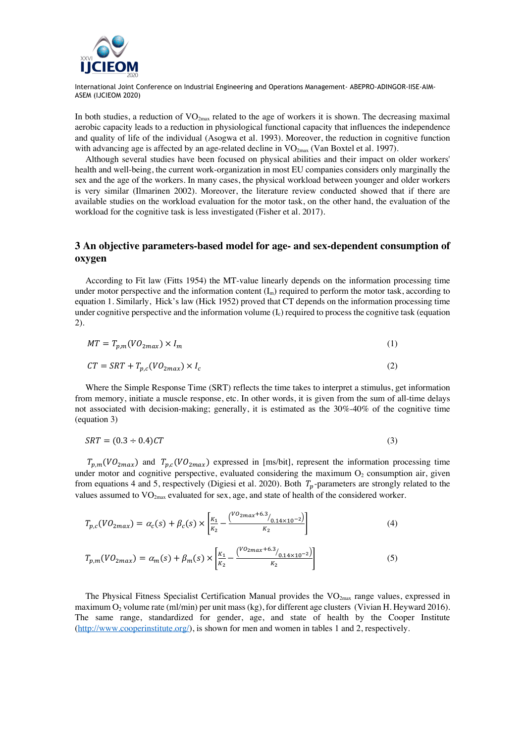In both studies, a reduction of $VO_{2max}$ related to the age of workers it is shown. The decreasing maximal aerobic capacity leads to a reduction in physiological functional capacity that influences the independence and quality of life of the individual (Asogwa et al. 1993). Moreover, the reduction in cognitive function with advancing age is affected by an age-related decline in $VO_{2max}$ (Van Boxtel et al. 1997).

Although several studies have been focused on physical abilities and their impact on older workers' health and well-being, the current work-organization in most EU companies considers only marginally the sex and the age of the workers. In many cases, the physical workload between younger and older workers is very similar (Ilmarinen 2002). Moreover, the literature review conducted showed that if there are available studies on the workload evaluation for the motor task, on the other hand, the evaluation of the workload for the cognitive task is less investigated (Fisher et al. 2017).

## 3 An objective parameters-based model for age- and sex-dependent consumption of oxygen

According to Fit law (Fitts 1954) the MT-value linearly depends on the information processing time under motor perspective and the information content ($I_m$) required to perform the motor task, according to equation 1. Similarly, Hick's law (Hick 1952) proved that CT depends on the information processing time under cognitive perspective and the information volume ($I_c$) required to process the cognitive task (equation 2).

$$MT = T_{p,m}(VO_{2max}) \times I_m \tag{1}$$

$$CT = SRT + T_{p,c}(VO_{2max}) \times I_c \tag{2}$$

Where the Simple Response Time (SRT) reflects the time takes to interpret a stimulus, get information from memory, initiate a muscle response, etc. In other words, it is given from the sum of all-time delays not associated with decision-making; generally, it is estimated as the 30%-40% of the cognitive time (equation 3)

$$SRT = (0.3 \div 0.4)CT \tag{3}$$

$T_{p,m}(VO_{2max})$ and $T_{p,c}(VO_{2max})$ expressed in [ms/bit], represent the information processing time under motor and cognitive perspective, evaluated considering the maximum $O_2$ consumption air, given from equations 4 and 5, respectively (Digiesi et al. 2020). Both $T_p$-parameters are strongly related to the values assumed to $VO_{2max}$ evaluated for sex, age, and state of health of the considered worker.

$$T_{p,c}(VO_{2max}) = \alpha_c(s) + \beta_c(s) \times \left[\frac{K_1}{K_2} - \frac{\left(VO_{2max}+6.3/_{0.14\times10^{-2}}\right)}{K_2}\right] \tag{4}$$

$$T_{p,m}(VO_{2max}) = \alpha_m(s) + \beta_m(s) \times \left[\frac{K_1}{K_2} - \frac{\left(VO_{2max}+6.3/_{0.14\times10^{-2}}\right)}{K_2}\right] \tag{5}$$

The Physical Fitness Specialist Certification Manual provides the $VO_{2max}$ range values, expressed in maximum $O_2$ volume rate (ml/min) per unit mass (kg), for different age clusters (Vivian H. Heyward 2016). The same range, standardized for gender, age, and state of health by the Cooper Institute (http://www.cooperinstitute.org/), is shown for men and women in tables 1 and 2, respectively.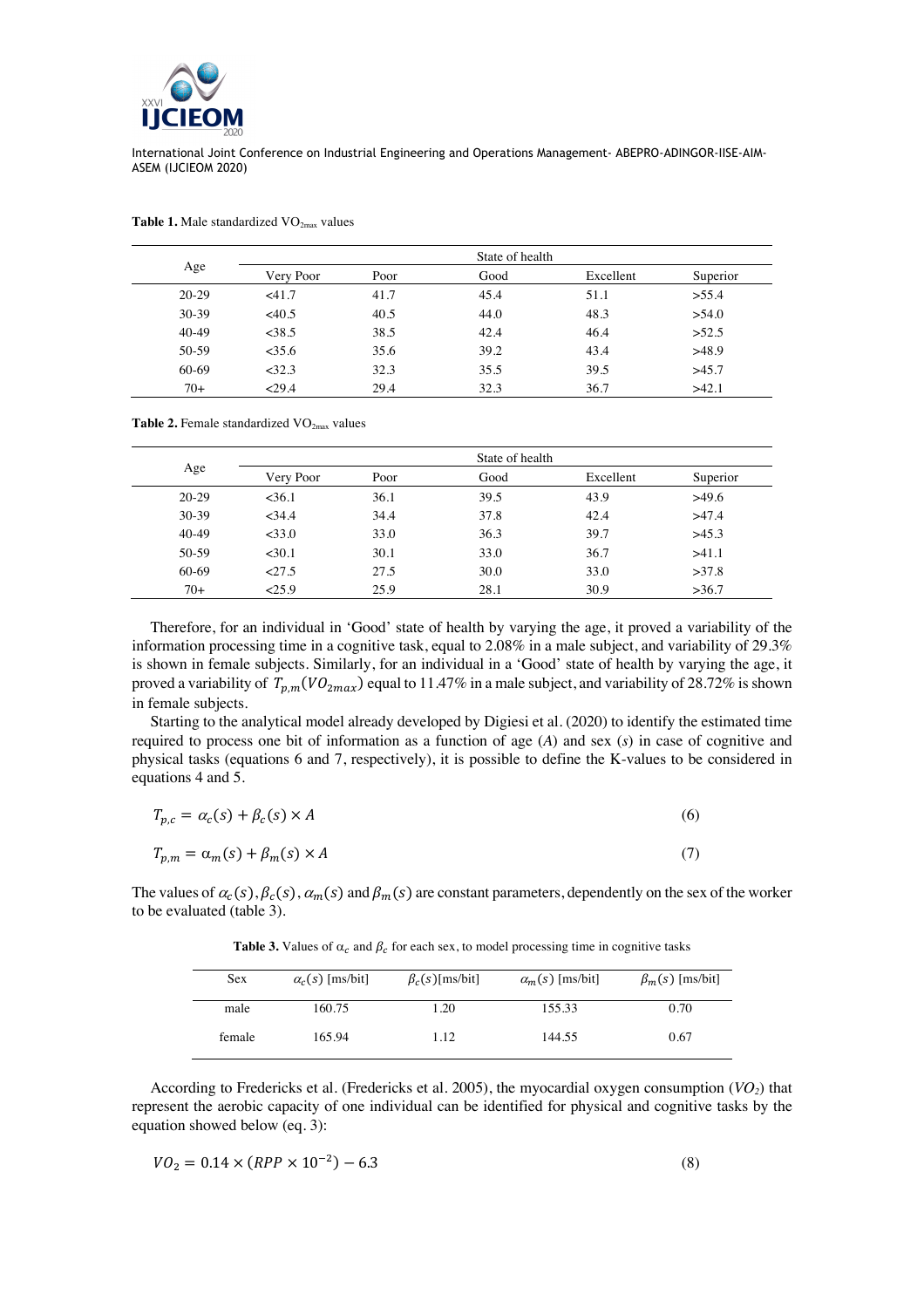**Table 1.** Male standardized $VO_{2max}$ values

| Age | State of health | | | | |
|---|---|---|---|---|---|
| | Very Poor | Poor | Good | Excellent | Superior |
| 20-29 | <41.7 | 41.7 | 45.4 | 51.1 | >55.4 |
| 30-39 | <40.5 | 40.5 | 44.0 | 48.3 | >54.0 |
| 40-49 | <38.5 | 38.5 | 42.4 | 46.4 | >52.5 |
| 50-59 | <35.6 | 35.6 | 39.2 | 43.4 | >48.9 |
| 60-69 | <32.3 | 32.3 | 35.5 | 39.5 | >45.7 |
| 70+ | <29.4 | 29.4 | 32.3 | 36.7 | >42.1 |

**Table 2.** Female standardized $VO_{2max}$ values

| Age | State of health | | | | |
|---|---|---|---|---|---|
| | Very Poor | Poor | Good | Excellent | Superior |
| 20-29 | <36.1 | 36.1 | 39.5 | 43.9 | >49.6 |
| 30-39 | <34.4 | 34.4 | 37.8 | 42.4 | >47.4 |
| 40-49 | <33.0 | 33.0 | 36.3 | 39.7 | >45.3 |
| 50-59 | <30.1 | 30.1 | 33.0 | 36.7 | >41.1 |
| 60-69 | <27.5 | 27.5 | 30.0 | 33.0 | >37.8 |
| 70+ | <25.9 | 25.9 | 28.1 | 30.9 | >36.7 |

Therefore, for an individual in 'Good' state of health by varying the age, it proved a variability of the information processing time in a cognitive task, equal to 2.08% in a male subject, and variability of 29.3% is shown in female subjects. Similarly, for an individual in a 'Good' state of health by varying the age, it proved a variability of $T_{p,m}(VO_{2max})$ equal to 11.47% in a male subject, and variability of 28.72% is shown in female subjects.

Starting to the analytical model already developed by Digiesi et al. (2020) to identify the estimated time required to process one bit of information as a function of age ($A$) and sex ($s$) in case of cognitive and physical tasks (equations 6 and 7, respectively), it is possible to define the K-values to be considered in equations 4 and 5.

$$T_{p,c} = \alpha_c(s) + \beta_c(s) \times A \tag{6}$$

$$T_{p,m} = \alpha_m(s) + \beta_m(s) \times A \tag{7}$$

The values of $\alpha_c(s)$, $\beta_c(s)$, $\alpha_m(s)$ and $\beta_m(s)$ are constant parameters, dependently on the sex of the worker to be evaluated (table 3).

**Table 3.** Values of $\alpha_c$ and $\beta_c$ for each sex, to model processing time in cognitive tasks

| Sex | $\alpha_c(s)$ [ms/bit] | $\beta_c(s)$[ms/bit] | $\alpha_m(s)$ [ms/bit] | $\beta_m(s)$ [ms/bit] |
|---|---|---|---|---|
| male | 160.75 | 1.20 | 155.33 | 0.70 |
| female | 165.94 | 1.12 | 144.55 | 0.67 |

According to Fredericks et al. (Fredericks et al. 2005), the myocardial oxygen consumption ($VO_2$) that represent the aerobic capacity of one individual can be identified for physical and cognitive tasks by the equation showed below (eq. 3):

$$VO_2 = 0.14 \times (RPP \times 10^{-2}) - 6.3 \tag{8}$$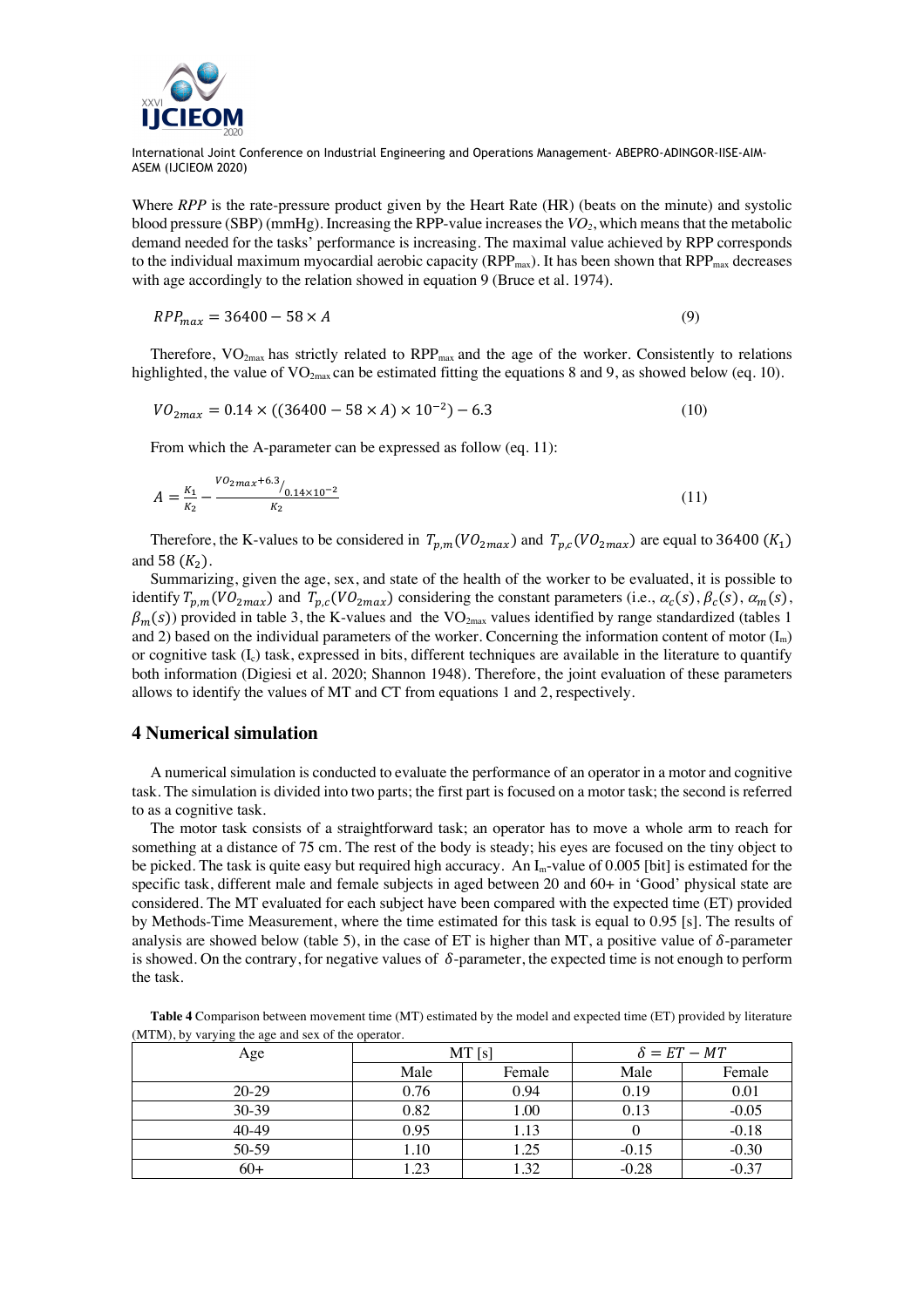Where *RPP* is the rate-pressure product given by the Heart Rate (HR) (beats on the minute) and systolic blood pressure (SBP) (mmHg). Increasing the RPP-value increases the $VO_2$, which means that the metabolic demand needed for the tasks' performance is increasing. The maximal value achieved by RPP corresponds to the individual maximum myocardial aerobic capacity ($RPP_{max}$). It has been shown that $RPP_{max}$ decreases with age accordingly to the relation showed in equation 9 (Bruce et al. 1974).

$$RPP_{max} = 36400 - 58 \times A \tag{9}$$

Therefore, $VO_{2max}$ has strictly related to $RPP_{max}$ and the age of the worker. Consistently to relations highlighted, the value of $VO_{2max}$ can be estimated fitting the equations 8 and 9, as showed below (eq. 10).

$$VO_{2max} = 0.14 \times ((36400 - 58 \times A) \times 10^{-2}) - 6.3 \tag{10}$$

From which the A-parameter can be expressed as follow (eq. 11):

$$A = \frac{K_1}{K_2} - \frac{{}^{VO_{2max}+6.3}/_{0.14 \times 10^{-2}}}{K_2} \tag{11}$$

Therefore, the K-values to be considered in $T_{p,m}(VO_{2max})$ and $T_{p,c}(VO_{2max})$ are equal to 36400 ($K_1$) and 58 ($K_2$).

Summarizing, given the age, sex, and state of the health of the worker to be evaluated, it is possible to identify $T_{p,m}(VO_{2max})$ and $T_{p,c}(VO_{2max})$ considering the constant parameters (i.e., $\alpha_c(s)$, $\beta_c(s)$, $\alpha_m(s)$, $\beta_m(s)$) provided in table 3, the K-values and the $VO_{2max}$ values identified by range standardized (tables 1 and 2) based on the individual parameters of the worker. Concerning the information content of motor ($I_m$) or cognitive task ($I_c$) task, expressed in bits, different techniques are available in the literature to quantify both information (Digiesi et al. 2020; Shannon 1948). Therefore, the joint evaluation of these parameters allows to identify the values of MT and CT from equations 1 and 2, respectively.

## 4 Numerical simulation

A numerical simulation is conducted to evaluate the performance of an operator in a motor and cognitive task. The simulation is divided into two parts; the first part is focused on a motor task; the second is referred to as a cognitive task.

The motor task consists of a straightforward task; an operator has to move a whole arm to reach for something at a distance of 75 cm. The rest of the body is steady; his eyes are focused on the tiny object to be picked. The task is quite easy but required high accuracy. An $I_m$-value of 0.005 [bit] is estimated for the specific task, different male and female subjects in aged between 20 and 60+ in 'Good' physical state are considered. The MT evaluated for each subject have been compared with the expected time (ET) provided by Methods-Time Measurement, where the time estimated for this task is equal to 0.95 [s]. The results of analysis are showed below (table 5), in the case of ET is higher than MT, a positive value of $\delta$-parameter is showed. On the contrary, for negative values of $\delta$-parameter, the expected time is not enough to perform the task.

**Table 4** Comparison between movement time (MT) estimated by the model and expected time (ET) provided by literature (MTM), by varying the age and sex of the operator.

| Age | MT [s] | | $\delta = ET - MT$ | |
|---|---|---|---|---|
| | Male | Female | Male | Female |
| 20-29 | 0.76 | 0.94 | 0.19 | 0.01 |
| 30-39 | 0.82 | 1.00 | 0.13 | -0.05 |
| 40-49 | 0.95 | 1.13 | 0 | -0.18 |
| 50-59 | 1.10 | 1.25 | -0.15 | -0.30 |
| 60+ | 1.23 | 1.32 | -0.28 | -0.37 |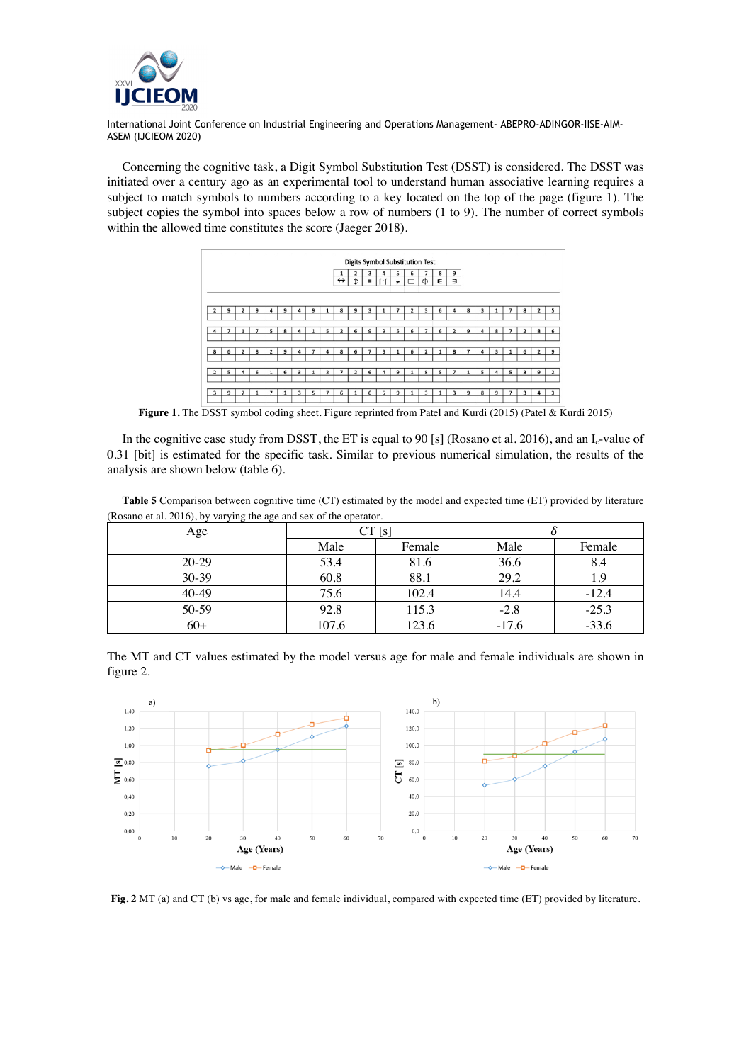Concerning the cognitive task, a Digit Symbol Substitution Test (DSST) is considered. The DSST was initiated over a century ago as an experimental tool to understand human associative learning requires a subject to match symbols to numbers according to a key located on the top of the page (figure 1). The subject copies the symbol into spaces below a row of numbers (1 to 9). The number of correct symbols within the allowed time constitutes the score (Jaeger 2018).

**Figure 1.** The DSST symbol coding sheet. Figure reprinted from Patel and Kurdi (2015) (Patel & Kurdi 2015)

In the cognitive case study from DSST, the ET is equal to 90 [s] (Rosano et al. 2016), and an $I_c$-value of 0.31 [bit] is estimated for the specific task. Similar to previous numerical simulation, the results of the analysis are shown below (table 6).

**Table 5** Comparison between cognitive time (CT) estimated by the model and expected time (ET) provided by literature (Rosano et al. 2016), by varying the age and sex of the operator.

| Age | CT [s] | | $\delta$ | |
|---|---|---|---|---|
| | Male | Female | Male | Female |
| 20-29 | 53.4 | 81.6 | 36.6 | 8.4 |
| 30-39 | 60.8 | 88.1 | 29.2 | 1.9 |
| 40-49 | 75.6 | 102.4 | 14.4 | -12.4 |
| 50-59 | 92.8 | 115.3 | -2.8 | -25.3 |
| 60+ | 107.6 | 123.6 | -17.6 | -33.6 |

The MT and CT values estimated by the model versus age for male and female individuals are shown in figure 2.

**Fig. 2** MT (a) and CT (b) vs age, for male and female individual, compared with expected time (ET) provided by literature.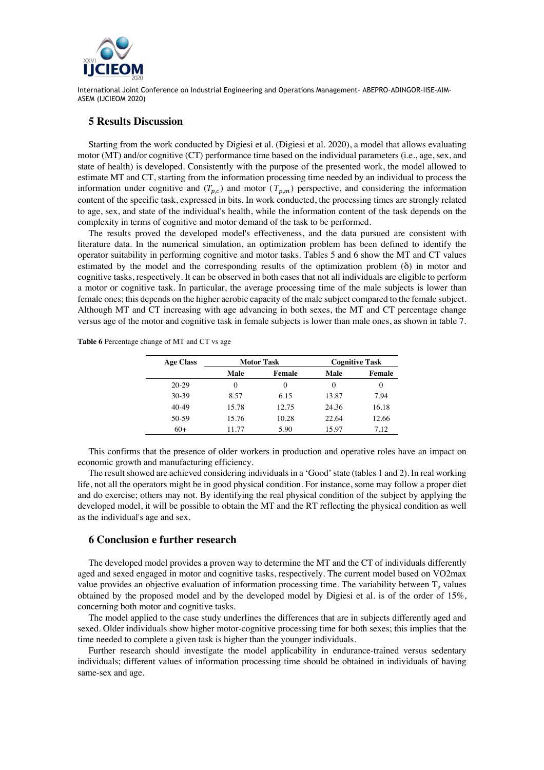## 5 Results Discussion

Starting from the work conducted by Digiesi et al. (Digiesi et al. 2020), a model that allows evaluating motor (MT) and/or cognitive (CT) performance time based on the individual parameters (i.e., age, sex, and state of health) is developed. Consistently with the purpose of the presented work, the model allowed to estimate MT and CT, starting from the information processing time needed by an individual to process the information under cognitive and ($T_{p,c}$) and motor ($T_{p,m}$) perspective, and considering the information content of the specific task, expressed in bits. In work conducted, the processing times are strongly related to age, sex, and state of the individual's health, while the information content of the task depends on the complexity in terms of cognitive and motor demand of the task to be performed.

The results proved the developed model's effectiveness, and the data pursued are consistent with literature data. In the numerical simulation, an optimization problem has been defined to identify the operator suitability in performing cognitive and motor tasks. Tables 5 and 6 show the MT and CT values estimated by the model and the corresponding results of the optimization problem (ẟ) in motor and cognitive tasks, respectively. It can be observed in both cases that not all individuals are eligible to perform a motor or cognitive task. In particular, the average processing time of the male subjects is lower than female ones; this depends on the higher aerobic capacity of the male subject compared to the female subject. Although MT and CT increasing with age advancing in both sexes, the MT and CT percentage change versus age of the motor and cognitive task in female subjects is lower than male ones, as shown in table 7.

**Table 6** Percentage change of MT and CT vs age

| Age Class | Motor Task | | Cognitive Task | |
|---|---|---|---|---|
| | Male | Female | Male | Female |
| 20-29 | 0 | 0 | 0 | 0 |
| 30-39 | 8.57 | 6.15 | 13.87 | 7.94 |
| 40-49 | 15.78 | 12.75 | 24.36 | 16.18 |
| 50-59 | 15.76 | 10.28 | 22.64 | 12.66 |
| 60+ | 11.77 | 5.90 | 15.97 | 7.12 |

This confirms that the presence of older workers in production and operative roles have an impact on economic growth and manufacturing efficiency.

The result showed are achieved considering individuals in a 'Good' state (tables 1 and 2). In real working life, not all the operators might be in good physical condition. For instance, some may follow a proper diet and do exercise; others may not. By identifying the real physical condition of the subject by applying the developed model, it will be possible to obtain the MT and the RT reflecting the physical condition as well as the individual's age and sex.

## 6 Conclusion e further research

The developed model provides a proven way to determine the MT and the CT of individuals differently aged and sexed engaged in motor and cognitive tasks, respectively. The current model based on VO2max value provides an objective evaluation of information processing time. The variability between $T_p$ values obtained by the proposed model and by the developed model by Digiesi et al. is of the order of 15%, concerning both motor and cognitive tasks.

The model applied to the case study underlines the differences that are in subjects differently aged and sexed. Older individuals show higher motor-cognitive processing time for both sexes; this implies that the time needed to complete a given task is higher than the younger individuals.

Further research should investigate the model applicability in endurance-trained versus sedentary individuals; different values of information processing time should be obtained in individuals of having same-sex and age.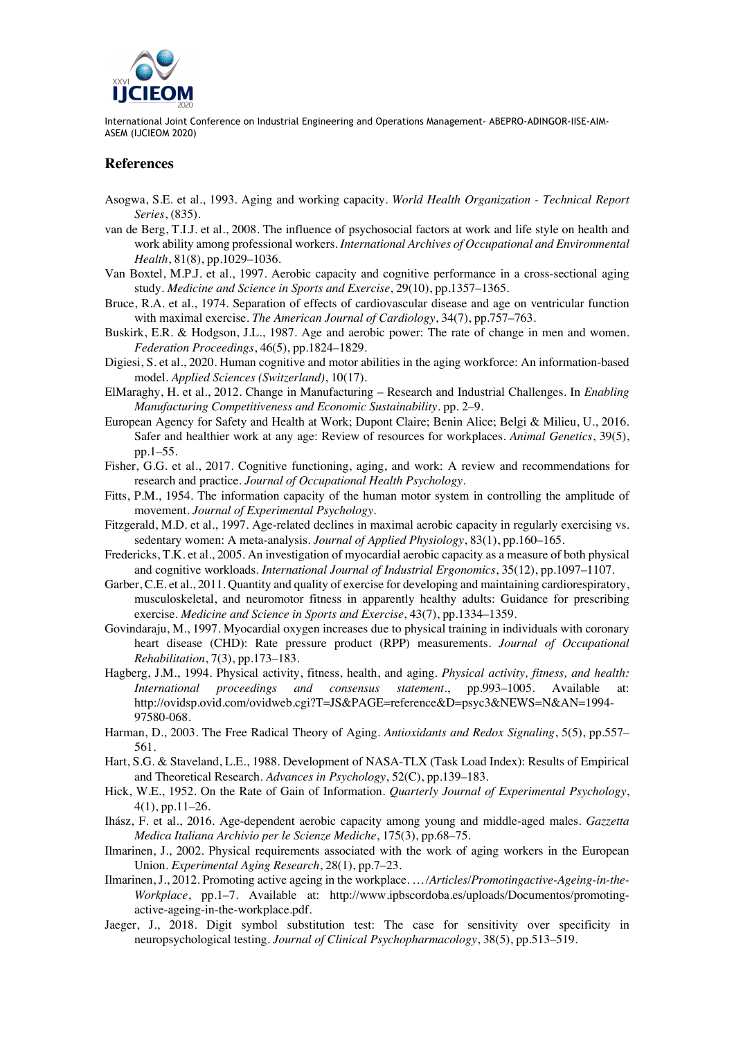## References

Asogwa, S.E. et al., 1993. Aging and working capacity. *World Health Organization - Technical Report Series*, (835).

van de Berg, T.I.J. et al., 2008. The influence of psychosocial factors at work and life style on health and work ability among professional workers. *International Archives of Occupational and Environmental Health*, 81(8), pp.1029–1036.

Van Boxtel, M.P.J. et al., 1997. Aerobic capacity and cognitive performance in a cross-sectional aging study. *Medicine and Science in Sports and Exercise*, 29(10), pp.1357–1365.

Bruce, R.A. et al., 1974. Separation of effects of cardiovascular disease and age on ventricular function with maximal exercise. *The American Journal of Cardiology*, 34(7), pp.757–763.

Buskirk, E.R. & Hodgson, J.L., 1987. Age and aerobic power: The rate of change in men and women. *Federation Proceedings*, 46(5), pp.1824–1829.

Digiesi, S. et al., 2020. Human cognitive and motor abilities in the aging workforce: An information-based model. *Applied Sciences (Switzerland)*, 10(17).

ElMaraghy, H. et al., 2012. Change in Manufacturing – Research and Industrial Challenges. In *Enabling Manufacturing Competitiveness and Economic Sustainability*. pp. 2–9.

European Agency for Safety and Health at Work; Dupont Claire; Benin Alice; Belgi & Milieu, U., 2016. Safer and healthier work at any age: Review of resources for workplaces. *Animal Genetics*, 39(5), pp.1–55.

Fisher, G.G. et al., 2017. Cognitive functioning, aging, and work: A review and recommendations for research and practice. *Journal of Occupational Health Psychology*.

Fitts, P.M., 1954. The information capacity of the human motor system in controlling the amplitude of movement. *Journal of Experimental Psychology*.

Fitzgerald, M.D. et al., 1997. Age-related declines in maximal aerobic capacity in regularly exercising vs. sedentary women: A meta-analysis. *Journal of Applied Physiology*, 83(1), pp.160–165.

Fredericks, T.K. et al., 2005. An investigation of myocardial aerobic capacity as a measure of both physical and cognitive workloads. *International Journal of Industrial Ergonomics*, 35(12), pp.1097–1107.

Garber, C.E. et al., 2011. Quantity and quality of exercise for developing and maintaining cardiorespiratory, musculoskeletal, and neuromotor fitness in apparently healthy adults: Guidance for prescribing exercise. *Medicine and Science in Sports and Exercise*, 43(7), pp.1334–1359.

Govindaraju, M., 1997. Myocardial oxygen increases due to physical training in individuals with coronary heart disease (CHD): Rate pressure product (RPP) measurements. *Journal of Occupational Rehabilitation*, 7(3), pp.173–183.

Hagberg, J.M., 1994. Physical activity, fitness, health, and aging. *Physical activity, fitness, and health: International proceedings and consensus statement*., pp.993–1005. Available at: http://ovidsp.ovid.com/ovidweb.cgi?T=JS&PAGE=reference&D=psyc3&NEWS=N&AN=1994-97580-068.

Harman, D., 2003. The Free Radical Theory of Aging. *Antioxidants and Redox Signaling*, 5(5), pp.557–561.

Hart, S.G. & Staveland, L.E., 1988. Development of NASA-TLX (Task Load Index): Results of Empirical and Theoretical Research. *Advances in Psychology*, 52(C), pp.139–183.

Hick, W.E., 1952. On the Rate of Gain of Information. *Quarterly Journal of Experimental Psychology*, 4(1), pp.11–26.

Ihász, F. et al., 2016. Age-dependent aerobic capacity among young and middle-aged males. *Gazzetta Medica Italiana Archivio per le Scienze Mediche*, 175(3), pp.68–75.

Ilmarinen, J., 2002. Physical requirements associated with the work of aging workers in the European Union. *Experimental Aging Research*, 28(1), pp.7–23.

Ilmarinen, J., 2012. Promoting active ageing in the workplace. *…/Articles/Promotingactive-Ageing-in-the-Workplace*, pp.1–7. Available at: http://www.ipbscordoba.es/uploads/Documentos/promoting-active-ageing-in-the-workplace.pdf.

Jaeger, J., 2018. Digit symbol substitution test: The case for sensitivity over specificity in neuropsychological testing. *Journal of Clinical Psychopharmacology*, 38(5), pp.513–519.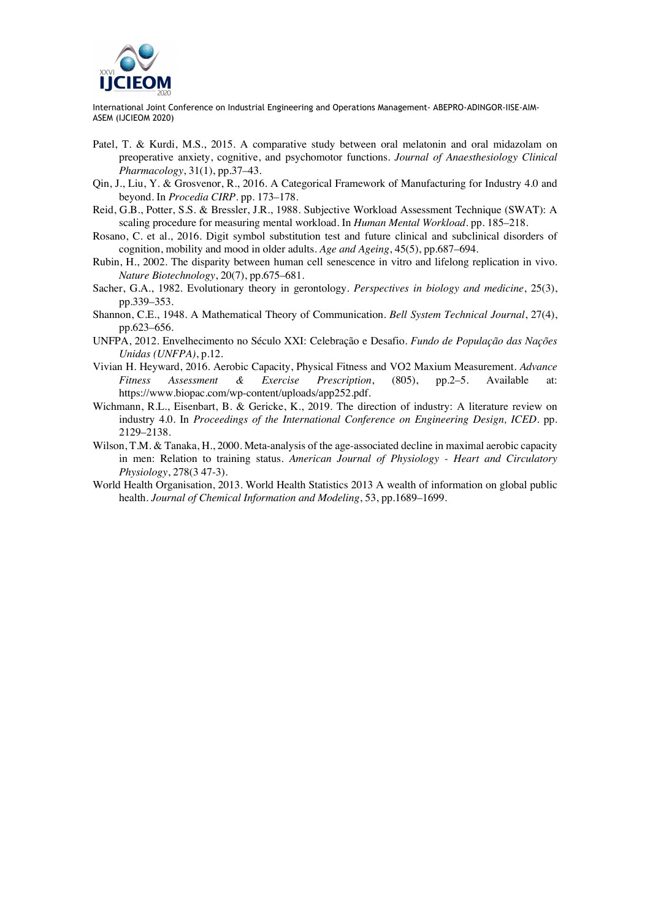Patel, T. & Kurdi, M.S., 2015. A comparative study between oral melatonin and oral midazolam on preoperative anxiety, cognitive, and psychomotor functions. *Journal of Anaesthesiology Clinical Pharmacology*, 31(1), pp.37–43.

Qin, J., Liu, Y. & Grosvenor, R., 2016. A Categorical Framework of Manufacturing for Industry 4.0 and beyond. In *Procedia CIRP*. pp. 173–178.

Reid, G.B., Potter, S.S. & Bressler, J.R., 1988. Subjective Workload Assessment Technique (SWAT): A scaling procedure for measuring mental workload. In *Human Mental Workload*. pp. 185–218.

Rosano, C. et al., 2016. Digit symbol substitution test and future clinical and subclinical disorders of cognition, mobility and mood in older adults. *Age and Ageing*, 45(5), pp.687–694.

Rubin, H., 2002. The disparity between human cell senescence in vitro and lifelong replication in vivo. *Nature Biotechnology*, 20(7), pp.675–681.

Sacher, G.A., 1982. Evolutionary theory in gerontology. *Perspectives in biology and medicine*, 25(3), pp.339–353.

Shannon, C.E., 1948. A Mathematical Theory of Communication. *Bell System Technical Journal*, 27(4), pp.623–656.

UNFPA, 2012. Envelhecimento no Século XXI: Celebração e Desafio. *Fundo de População das Nações Unidas (UNFPA)*, p.12.

Vivian H. Heyward, 2016. Aerobic Capacity, Physical Fitness and VO2 Maxium Measurement. *Advance Fitness Assessment & Exercise Prescription*, (805), pp.2–5. Available at: https://www.biopac.com/wp-content/uploads/app252.pdf.

Wichmann, R.L., Eisenbart, B. & Gericke, K., 2019. The direction of industry: A literature review on industry 4.0. In *Proceedings of the International Conference on Engineering Design, ICED*. pp. 2129–2138.

Wilson, T.M. & Tanaka, H., 2000. Meta-analysis of the age-associated decline in maximal aerobic capacity in men: Relation to training status. *American Journal of Physiology - Heart and Circulatory Physiology*, 278(3 47-3).

World Health Organisation, 2013. World Health Statistics 2013 A wealth of information on global public health. *Journal of Chemical Information and Modeling*, 53, pp.1689–1699.